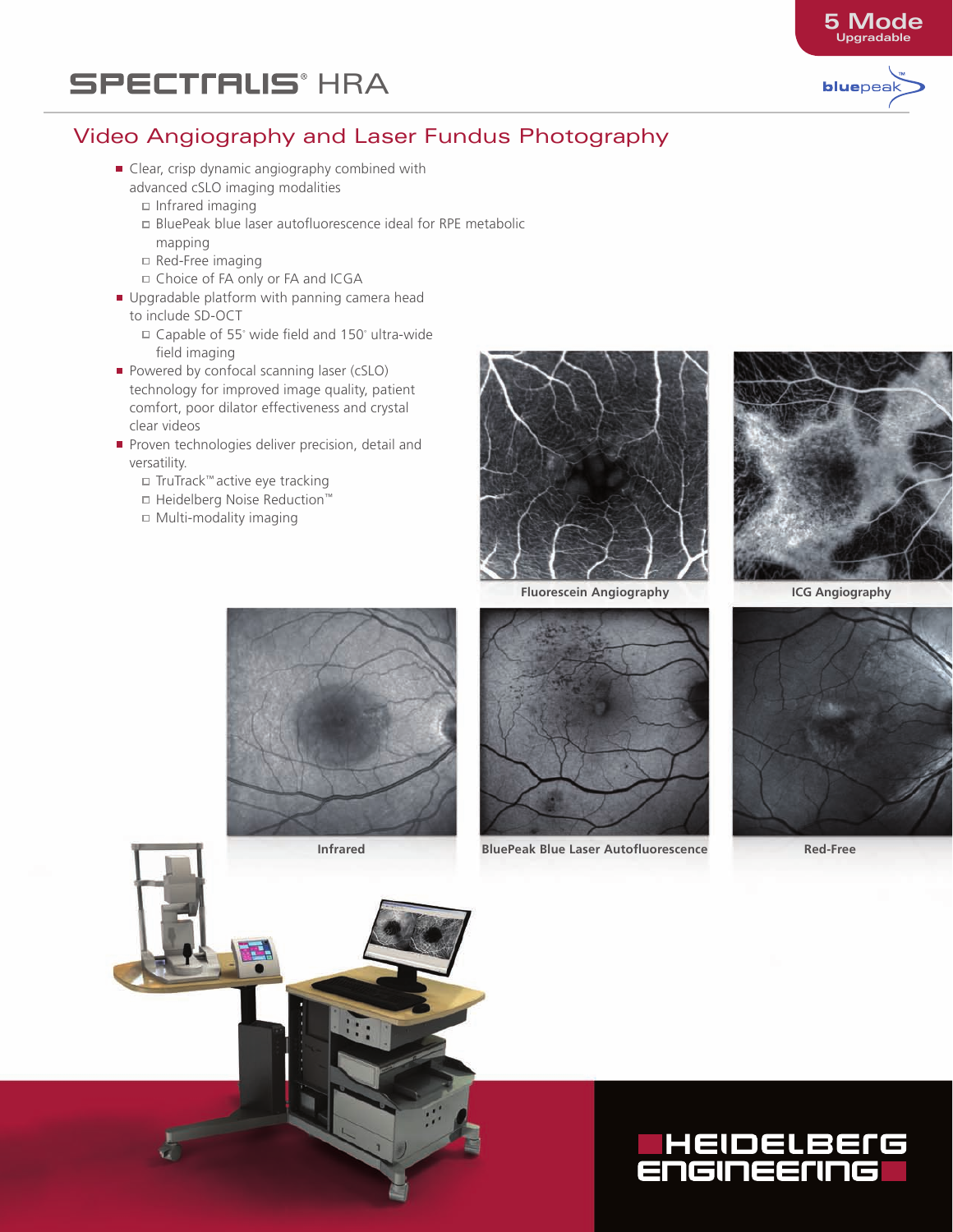5 Mode
Upgradable

# SPECTRALIS® HRA

bluepeak™

## Video Angiography and Laser Fundus Photography

- Clear, crisp dynamic angiography combined with advanced cSLO imaging modalities
  - Infrared imaging
  - BluePeak blue laser autofluorescence ideal for RPE metabolic mapping
  - Red-Free imaging
  - Choice of FA only or FA and ICGA
- Upgradable platform with panning camera head to include SD-OCT
  - Capable of 55° wide field and 150° ultra-wide field imaging
- Powered by confocal scanning laser (cSLO) technology for improved image quality, patient comfort, poor dilator effectiveness and crystal clear videos
- Proven technologies deliver precision, detail and versatility.
  - TruTrack™ active eye tracking
  - Heidelberg Noise Reduction™
  - Multi-modality imaging

Fluorescein Angiography

ICG Angiography

Infrared

BluePeak Blue Laser Autofluorescence

Red-Free

HEIDELBERG ENGINEERING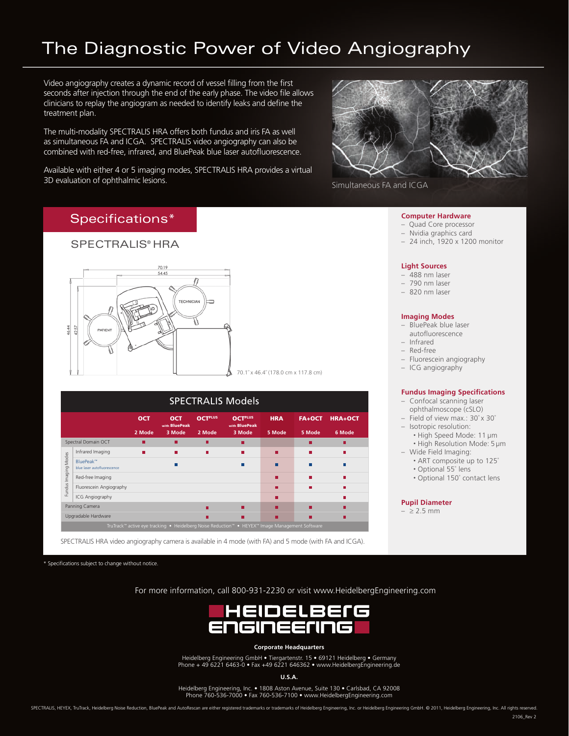# The Diagnostic Power of Video Angiography

Video angiography creates a dynamic record of vessel filling from the first seconds after injection through the end of the early phase. The video file allows clinicians to replay the angiogram as needed to identify leaks and define the treatment plan.

The multi-modality SPECTRALIS HRA offers both fundus and iris FA as well as simultaneous FA and ICGA. SPECTRALIS video angiography can also be combined with red-free, infrared, and BluePeak blue laser autofluorescence.

Available with either 4 or 5 imaging modes, SPECTRALIS HRA provides a virtual 3D evaluation of ophthalmic lesions.

Simultaneous FA and ICGA

## Specifications*

### SPECTRALIS® HRA

70.19
54.45
46.44
42.57
TECHNICIAN
PATIENT

70.1" x 46.4" (178.0 cm x 117.8 cm)

**SPECTRALIS Models**

| | | OCT 2 Mode | OCT with BluePeak 3 Mode | OCT^PLUS 2 Mode | OCT^PLUS with BluePeak 3 Mode | HRA 5 Mode | FA+OCT 5 Mode | HRA+OCT 6 Mode |
|---|---|---|---|---|---|---|---|---|
| Spectral Domain OCT | | ■ | ■ | ■ | ■ | | ■ | ■ |
| Fundus Imaging Modes | Infrared Imaging | ■ | ■ | ■ | ■ | ■ | ■ | ■ |
| | BluePeak™ blue laser autofluorescence | | ■ | | ■ | ■ | ■ | ■ |
| | Red-free Imaging | | | | | ■ | ■ | ■ |
| | Fluorescein Angiography | | | | | ■ | ■ | ■ |
| | ICG Angiography | | | | | ■ | | ■ |
| Panning Camera | | | | ■ | ■ | ■ | ■ | ■ |
| Upgradable Hardware | | | | ■ | ■ | ■ | ■ | ■ |

TruTrack™ active eye tracking • Heidelberg Noise Reduction™ • HEYEX™ Image Management Software

SPECTRALIS HRA video angiography camera is available in 4 mode (with FA) and 5 mode (with FA and ICGA).

**Computer Hardware**
- Quad Core processor
- Nvidia graphics card
- 24 inch, 1920 x 1200 monitor

**Light Sources**
- 488 nm laser
- 790 nm laser
- 820 nm laser

**Imaging Modes**
- BluePeak blue laser autofluorescence
- Infrared
- Red-free
- Fluorescein angiography
- ICG angiography

**Fundus Imaging Specifications**
- Confocal scanning laser ophthalmoscope (cSLO)
- Field of view max.: 30° x 30°
- Isotropic resolution:
  - High Speed Mode: 11 µm
  - High Resolution Mode: 5 µm
- Wide Field Imaging:
  - ART composite up to 125°
  - Optional 55° lens
  - Optional 150° contact lens

**Pupil Diameter**
- ≥ 2.5 mm

\* Specifications subject to change without notice.

For more information, call 800-931-2230 or visit www.HeidelbergEngineering.com

HEIDELBERG ENGINEERING

**Corporate Headquarters**

Heidelberg Engineering GmbH • Tiergartenstr. 15 • 69121 Heidelberg • Germany
Phone + 49 6221 6463-0 • Fax +49 6221 646362 • www.HeidelbergEngineering.de

**U.S.A.**

Heidelberg Engineering, Inc. • 1808 Aston Avenue, Suite 130 • Carlsbad, CA 92008
Phone 760-536-7000 • Fax 760-536-7100 • www.HeidelbergEngineering.com

SPECTRALIS, HEYEX, TruTrack, Heidelberg Noise Reduction, BluePeak and AutoRescan are either registered trademarks or trademarks of Heidelberg Engineering, Inc. or Heidelberg Engineering GmbH. © 2011, Heidelberg Engineering, Inc. All rights reserved.

2106_Rev 2